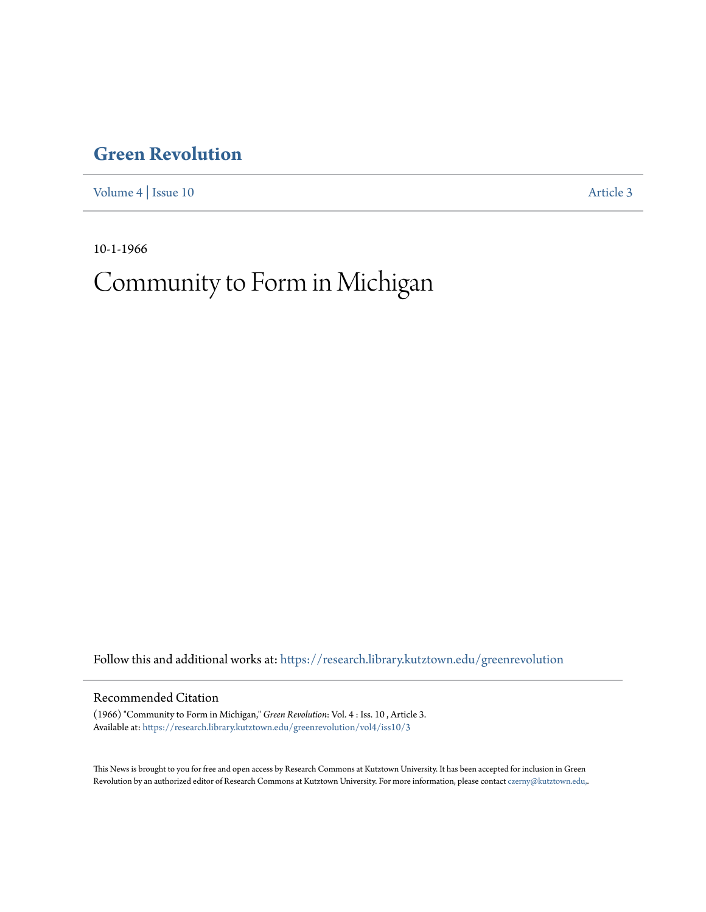# Green Revolution

Volume 4 | Issue 10 Article 3

10-1-1966

# Community to Form in Michigan

Follow this and additional works at: https://research.library.kutztown.edu/greenrevolution

## Recommended Citation

(1966) "Community to Form in Michigan," *Green Revolution*: Vol. 4 : Iss. 10 , Article 3.
Available at: https://research.library.kutztown.edu/greenrevolution/vol4/iss10/3

This News is brought to you for free and open access by Research Commons at Kutztown University. It has been accepted for inclusion in Green Revolution by an authorized editor of Research Commons at Kutztown University. For more information, please contact czerny@kutztown.edu,.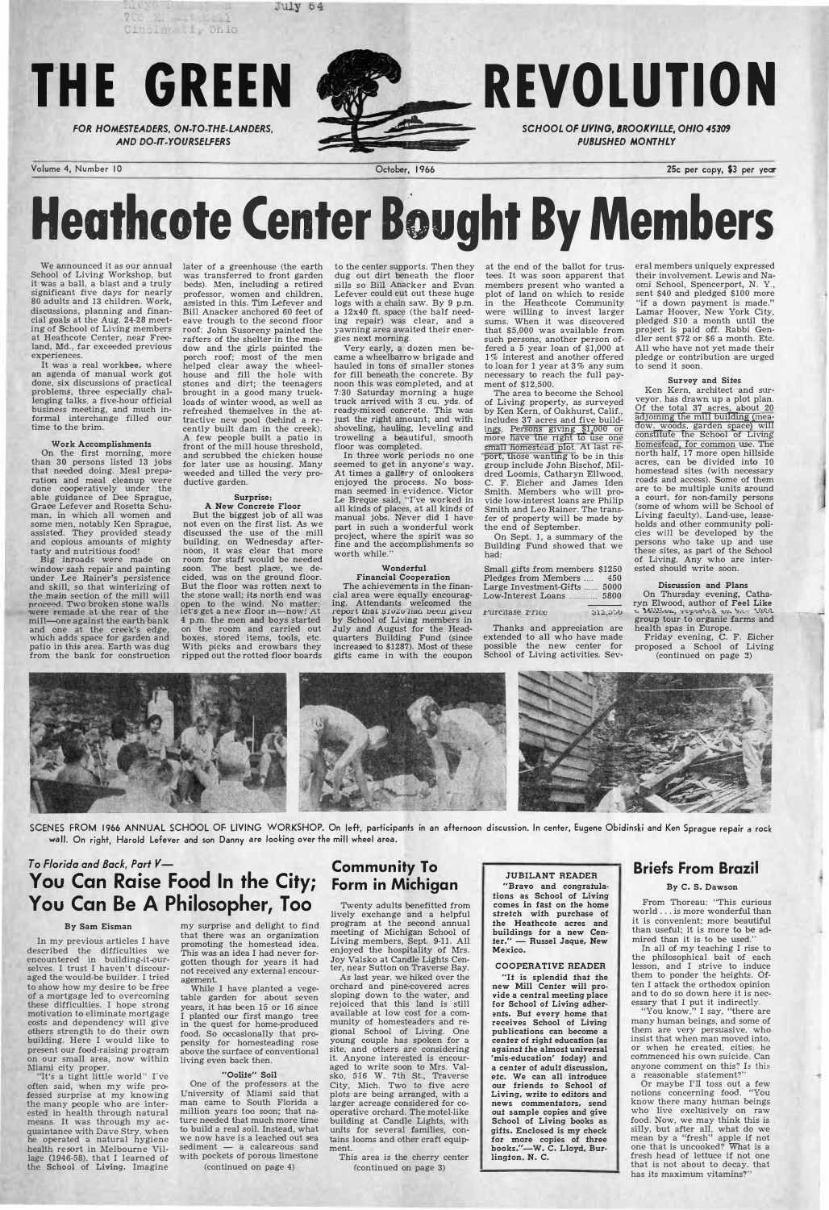# THE GREEN REVOLUTION

FOR HOMESTEADERS, ON-TO-THE-LANDERS, AND DO-IT-YOURSELFERS

SCHOOL OF LIVING, BROOKVILLE, OHIO 45309 PUBLISHED MONTHLY

Volume 4, Number 10 — October, 1966 — 25c per copy, $3 per year

# Heathcote Center Bought By Members

We announced it as our annual School of Living Workshop, but it was a ball, a blast and a truly significant five days for nearly 80 adults and 13 children. Work, discussions, planning and financial goals at the Aug. 24-28 meeting of School of Living members at Heathcote Center, near Freeland, Md., far exceeded previous experiences.

It was a real workbee, where an agenda of manual work got done, six discussions of practical problems, three especially challenging talks, a five-hour official business meeting, and much informal interchange filled our time to the brim.

### Work Accomplishments

On the first morning, more than 30 persons listed 13 jobs that needed doing. Meal preparation and meal cleanup were done cooperatively under the able guidance of Dee Sprague, Grace Lefever and Rosetta Schuman, in which all women and some men, notably Ken Sprague, assisted. They provided steady and copious amounts of mighty tasty and nutritious food!

Big inroads were made on window sash repair and painting under Lee Rainer's persistence and skill, so that winterizing of the main section of the mill will proceed. Two broken stone walls were remade at the rear of the mill—one against the earth bank and one at the creek's edge, which adds space for garden and patio in this area. Earth was dug from the bank for construction later of a greenhouse (the earth was transferred to front garden beds). Men, including a retired professor, women and children, assisted in this. Tim Lefever and Bill Anacker anchored 60 feet of eave trough to the second floor roof; John Susoreny painted the rafters of the shelter in the meadow and the girls painted the porch roof; most of the men helped clear away the wheelhouse and fill the hole with stones and dirt; the teenagers brought in a good many truckloads of winter wood, as well as refreshed themselves in the attractive new pool (behind a recently built dam in the creek). A few people built a patio in front of the mill house threshold, and scrubbed the chicken house for later use as housing. Many weeded and tilled the very productive garden.

### Surprise: A New Concrete Floor

But the biggest job of all was not even on the first list. As we discussed the use of the mill building, on Wednesday afternoon, it was clear that more room for staff would be needed soon. The best place, we decided, was on the ground floor. But the floor was rotten next to the stone wall; its north end was open to the wind. No matter; let's get a new floor in—now! At 4 p.m. the men and boys started on the room and carried out boxes, stored items, tools, etc. With picks and crowbars they ripped out the rotted floor boards to the center supports. Then they dug out dirt beneath the floor sills so Bill Anacker and Evan Lefever could cut out these huge logs with a chain saw. By 9 p.m. a 12x40 ft. space (the half needing repair) was clear, and a yawning area awaited their energies next morning.

Very early, a dozen men became a wheelbarrow brigade and hauled in tons of smaller stones for fill beneath the concrete. By noon this was completed, and at 7:30 Saturday morning a huge truck arrived with 3 cu. yds. of ready-mixed concrete. This was just the right amount; and with shoveling, hauling, leveling and troweling a beautiful, smooth floor was completed.

In three work periods no one seemed to get in anyone's way. At times a gallery of onlookers enjoyed the process. No bossman seemed in evidence. Victor Le Breque said, "I've worked in all kinds of places, at all kinds of manual jobs. Never did I have part in such a wonderful work project, where the spirit was so fine and the accomplishments so worth while."

### Wonderful Financial Cooperation

The achievements in the financial area were equally encouraging. Attendants welcomed the report that $1020 had been given by School of Living members in July and August for the Headquarters Building Fund (since increased to $1287). Most of these gifts came in with the coupon at the end of the ballot for trustees. It was soon apparent that members present who wanted a plot of land on which to reside in the Heathcote Community were willing to invest larger sums. When it was discovered that $5,000 was available from such persons, another person offered a 5 year loan of $1,000 at 1% interest and another offered to loan for 1 year at 3% any sum necessary to reach the full payment of $12,500.

The area to become the School of Living property, as surveyed by Ken Kern, of Oakhurst, Calif., includes 37 acres and five buildings. Persons giving $1,000 or more have the right to use one small homestead plot. At last report, those wanting to be in this group include John Bischof, Mildred Loomis, Catharyn Ellwood, C. F. Eicher and James Iden Smith. Members who will provide low-interest loans are Philip Smith and Leo Rainer. The transfer of property will be made by the end of September.

On Sept. 1, a summary of the Building Fund showed that we had:

| | |
|---|---|
| Small gifts from members | $1250 |
| Pledges from Members | 450 |
| Large Investment-Gifts | 5000 |
| Low-Interest Loans | 5800 |
| Purchase Price | $12,500 |

Thanks and appreciation are extended to all who have made possible the new center for School of Living activities. Several members uniquely expressed their involvement. Lewis and Naomi School, Spencerport, N. Y., sent $40 and pledged $100 more "if a down payment is made." Lamar Hoover, New York City, pledged $10 a month until the project is paid off. Rabbi Gendler sent $72 or $6 a month. Etc. All who have not yet made their pledge or contribution are urged to send it soon.

### Survey and Sites

Ken Kern, architect and surveyor, has drawn up a plot plan. Of the total 37 acres, about 20 adjoining the mill building (meadow, woods, garden space) will constitute the School of Living homestead, for common use. The north half, 17 more open hillside acres, can be divided into 10 homestead sites (with necessary roads and access). Some of them are to be multiple units around a court, for non-family persons (some of whom will be School of Living faculty). Land-use, leaseholds and other community policies will be developed by the persons who take up and use these sites, as part of the School of Living. Any who are interested should write soon.

### Discussion and Plans

On Thursday evening, Catharyn Elwood, author of Feel Like a Million, reported on her 1965 group tour to organic farms and health spas in Europe.

Friday evening, C. F. Eicher proposed a School of Living (continued on page 2)

SCENES FROM 1966 ANNUAL SCHOOL OF LIVING WORKSHOP. On left, participants in an afternoon discussion. In center, Eugene Obidinski and Ken Sprague repair a rock wall. On right, Harold Lefever and son Danny are looking over the mill wheel area.

*To Florida and Back, Part V—*

## You Can Raise Food In the City; You Can Be A Philosopher, Too

**By Sam Eisman**

In my previous articles I have described the difficulties we encountered in building-it-ourselves. I trust I haven't discouraged the would-be builder. I tried to show how my desire to be free of a mortgage led to overcoming these difficulties. I hope strong motivation to eliminate mortgage costs and dependency will give others strength to do their own building. Here I would like to present our food-raising program on our small area, now within Miami city proper.

"It's a tight little world" I've often said, when my wife professed surprise at my knowing the many people who are interested in health through natural means. It was through my acquaintance with Dave Stry, when he operated a natural hygiene health resort in Melbourne Village (1946-58), that I learned of the School of Living. Imagine my surprise and delight to find that there was an organization promoting the homestead idea. This was an idea I had never forgotten though for years it had not received any external encouragement.

While I have planted a vegetable garden for about seven years, it has been 15 or 16 since I planted our first mango tree in the quest for home-produced food. So occasionally that propensity for homesteading rose above the surface of conventional living even back then.

### "Oolite" Soil

One of the professors at the University of Miami said that man came to South Florida a million years too soon; that nature needed that much more time to build a real soil. Instead, what we now have is a leached out sea sediment — a calcareous sand with pockets of porous limestone

(continued on page 4)

## Community To Form in Michigan

Twenty adults benefitted from lively exchange and a helpful program at the second annual meeting of Michigan School of Living members, Sept. 9-11. All enjoyed the hospitality of Mrs. Joy Valsko at Candle Lights Center, near Sutton on Traverse Bay.

As last year, we hiked over the orchard and pine-covered acres sloping down to the water, and rejoiced that this land is still available at low cost for a community of homesteaders and regional School of Living. One young couple has spoken for a site, and others are considering it. Anyone interested is encouraged to write soon to Mrs. Valsko, 516 W. 7th St., Traverse City, Mich. Two to five acre plots are being arranged, with a larger acreage considered for cooperative orchard. The motel-like building at Candle Lights, with units for several families, contains looms and other craft equipment.

This area is the cherry center (continued on page 3)

**JUBILANT READER**

**"Bravo and congratulations as School of Living comes in fast on the home stretch with purchase of the Heathcote acres and buildings for a new Center." — Russel Jaque, New Mexico.**

**COOPERATIVE READER**

**"It is splendid that the new Mill Center will provide a central meeting place for School of Living adherents. But every home that receives School of Living publications can become a center of right education (as against the almost universal 'mis-education' today) and a center of adult discussion, etc. We can all introduce our friends to School of Living, write to editors and news commentators, send out sample copies and give School of Living books as gifts. Enclosed is my check for more copies of three books."—W. C. Lloyd, Burlington, N. C.**

## Briefs From Brazil

**By C. S. Dawson**

From Thoreau: "This curious world . . . is more wonderful than it is convenient; more beautiful than useful; it is more to be admired than it is to be used."

In all of my teaching I rise to the philosophical bait of each lesson, and I strive to induce them to ponder the heights. Often I attack the orthodox opinion and if so do go down here it is necessary that I put it indirectly.

"You know," I say, "there are many human beings, and some of them are very persuasive, who insist that when man moved into, or when he created, cities, he commenced his own suicide. Can anyone comment on this? Is this a reasonable statement?"

Or maybe I'll toss out a few notions concerning food. "You know there are many human beings who live exclusively on raw food. Now, we may think this is silly, but after all, what do we mean by a "fresh" apple if not one that is uncooked? What is a fresh head of lettuce if not one that is not about to decay, that has its maximum vitamins?"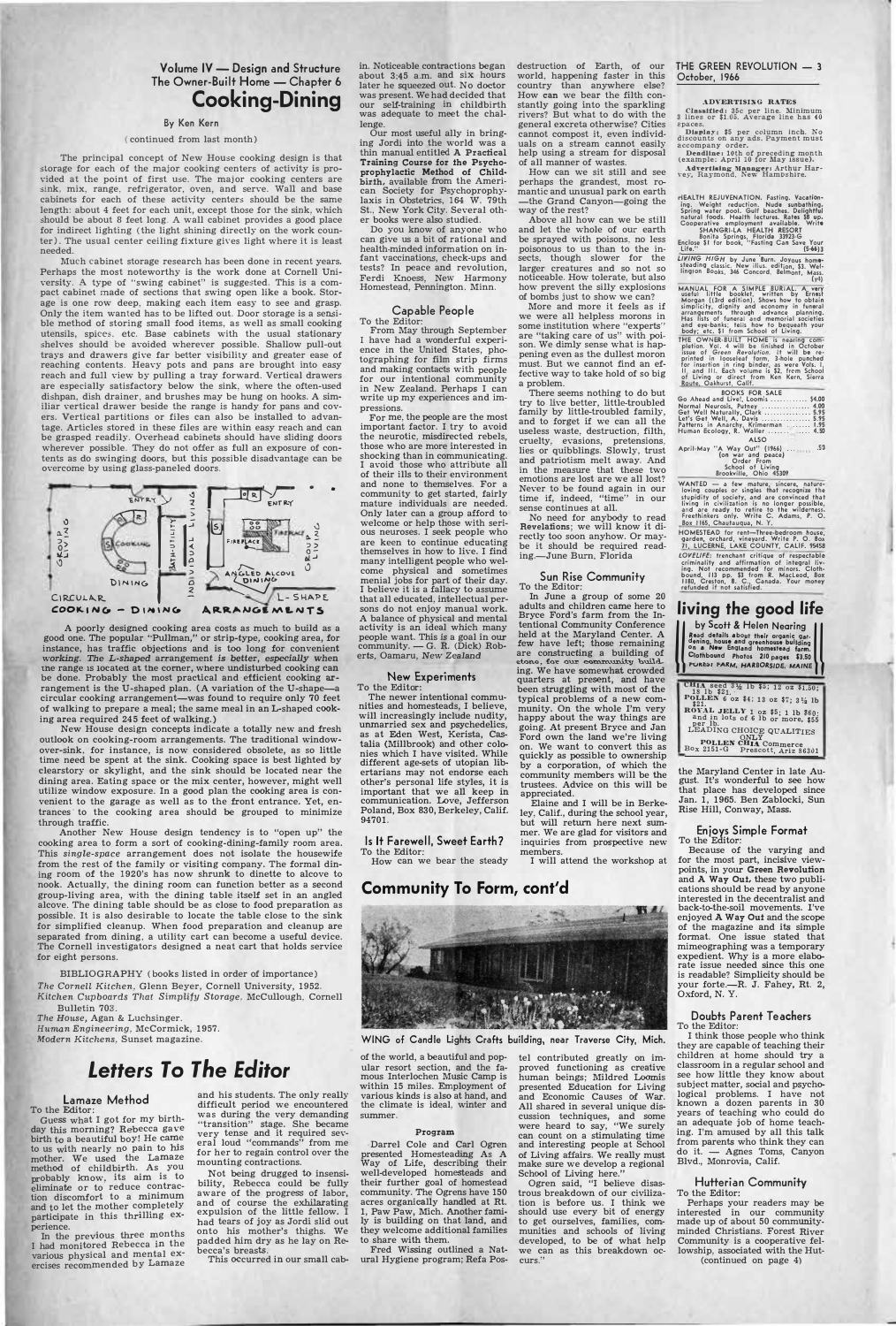## Volume IV — Design and Structure
### The Owner-Built Home — Chapter 6

# Cooking-Dining

By Ken Kern

(continued from last month)

The principal concept of New House cooking design is that storage for each of the major cooking centers of activity is provided at the point of first use. The major cooking centers are sink, mix, range, refrigerator, oven, and serve. Wall and base cabinets for each of these activity centers should be the same length: about 4 feet for each unit, except those for the sink, which should be about 8 feet long. A wall cabinet provides a good place for indirect lighting (the light shining directly on the work counter). The usual center ceiling fixture gives light where it is least needed.

Much cabinet storage research has been done in recent years. Perhaps the most noteworthy is the work done at Cornell University. A type of "swing cabinet" is suggested. This is a compact cabinet made of sections that swing open like a book. Storage is one row deep, making each item easy to see and grasp. Only the item wanted has to be lifted out. Door storage is a sensible method of storing small food items, as well as small cooking utensils, spices, etc. Base cabinets with the usual stationary shelves should be avoided wherever possible. Shallow pull-out trays and drawers give far better visibility and greater ease of reaching contents. Heavy pots and pans are brought into easy reach and full view by pulling a tray forward. Vertical drawers are especially satisfactory below the sink, where the often-used dishpan, dish drainer, and brushes may be hung on hooks. A similar vertical drawer beside the range is handy for pans and covers. Vertical partitions or files can also be installed to advantage. Articles stored in these files are within easy reach and can be grasped readily. Overhead cabinets should have sliding doors wherever possible. They do not offer as full an exposure of contents as do swinging doors, but this possible disadvantage can be overcome by using glass-paneled doors.

ENTRY
GROUP LIVING
COOKING
BATH-UTILITY
INDIVIDUAL LIVING
FIREPLACE
ENTRY
FIREPLACE
GROUP LIVING
ANGLED ALCOVE DINING
DINING
CIRCULAR
L-SHAPE
COOKING — DINING ARRANGEMENTS

A poorly designed cooking area costs as much to build as a good one. The popular "Pullman," or strip-type, cooking area, for instance, has traffic objections and is too long for convenient working. *The L-shaped arrangement is better, especially when the range is located at the corner, where undisturbed cooking can be done.* Probably the most practical and efficient cooking arrangement is the U-shaped plan. (A variation of the U-shape—a circular cooking arrangement—was found to require only 70 feet of walking to prepare a meal; the same meal in an L-shaped cooking area required 245 feet of walking.)

New House design concepts indicate a totally new and fresh outlook on cooking-room arrangements. The traditional window-over-sink, for instance, is now considered obsolete, as so little time need be spent at the sink. Cooking space is best lighted by clearstory or skylight, and the sink should be located near the dining area. Eating space or the mix center, however, might well utilize window exposure. In a good plan the cooking area is convenient to the garage as well as to the front entrance. Yet, entrances to the cooking area should be grouped to minimize through traffic.

Another New House design tendency is to "open up" the cooking area to form a sort of cooking-dining-family room area. This *single-space* arrangement does not isolate the housewife from the rest of the family or visiting company. The formal dining room of the 1920's has now shrunk to dinette to alcove to nook. Actually, the dining room can function better as a second group-living area, with the dining table itself set in an angled alcove. The dining table should be as close to food preparation as possible. It is also desirable to locate the table close to the sink for simplified cleanup. When food preparation and cleanup are separated from dining, a utility cart can become a useful device. The Cornell investigators designed a neat cart that holds service for eight persons.

BIBLIOGRAPHY (books listed in order of importance)

*The Cornell Kitchen*, Glenn Beyer, Cornell University, 1952.
*Kitchen Cupboards That Simplify Storage*, McCullough, Cornell Bulletin 703.
*The House*, Agan & Luchsinger.
*Human Engineering*, McCormick, 1957.
*Modern Kitchens*, Sunset magazine.

# Letters To The Editor

### Lamaze Method

To the Editor:

Guess what I got for my birthday this morning? Rebecca gave birth to a beautiful boy! He came to us with nearly no pain to his mother. We used the Lamaze method of childbirth. As you probably know, its aim is to eliminate or to reduce contraction discomfort to a minimum and to let the mother completely participate in this thrilling experience.

In the previous three months I had monitored Rebecca in the various physical and mental exercises recommended by Lamaze and his students. The only really difficult period we encountered was during the very demanding "transition" stage. She became very tense and it required several loud "commands" from me for her to regain control over the mounting contractions.

Not being drugged to insensibility, Rebecca could be fully aware of the progress of labor, and of course the exhilarating expulsion of the little fellow. I had tears of joy as Jordi slid out onto his mother's thighs. We padded him dry as he lay on Rebecca's breasts.

This occurred in our small cabin. Noticeable contractions began about 3:45 a.m. and six hours later he squeezed out. No doctor was present. We had decided that our self-training in childbirth was adequate to meet the challenge.

Our most useful ally in bringing Jordi into the world was a thin manual entitled **A Practical Training Course for the Psychoprophylactic Method of Childbirth**, available from the American Society for Psychoprophylaxis in Obstetrics, 164 W. 79th St., New York City. Several other books were also studied.

Do you know of anyone who can give us a bit of rational and health-minded information on infant vaccinations, check-ups and tests? In peace and revolution, Ferdi Knoess, New Harmony Homestead, Pennington, Minn.

### Capable People

To the Editor:

From May through September I have had a wonderful experience in the United States, photographing for film strip firms and making contacts with people for our intentional community in New Zealand. Perhaps I can write up my experiences and impressions.

For me, the people are the most important factor. I try to avoid the neurotic, misdirected rebels, those who are more interested in shocking than in communicating. I avoid those who attribute all of their ills to their environment and none to themselves. For a community to get started, fairly mature individuals are needed. Only later can a group afford to welcome or help those with serious neuroses. I seek people who are keen to continue educating themselves in how to live. I find many intelligent people who welcome physical and sometimes menial jobs for part of their day. I believe it is a fallacy to assume that all educated, intellectual persons do not enjoy manual work. A balance of physical and mental activity is an ideal which many people want. This is a goal in our community. — G. R. (Dick) Roberts, Oamaru, New Zealand

### New Experiments

To the Editor:

The newer intentional communities and homesteads, I believe, will increasingly include nudity, unmarried sex and psychedelics, as at Eden West, Kerista, Castalia (Millbrook) and other colonies which I have visited. While different age-sets of utopian libertarians may not endorse each other's personal life styles, it is important that we all keep in communication. Love, Jefferson Poland, Box 830, Berkeley, Calif. 94701.

### Is It Farewell, Sweet Earth?

To the Editor:

How can we bear the steady destruction of Earth, of our world, happening faster in this country than anywhere else? How can we bear the filth constantly going into the sparkling rivers? But what to do with the general excreta otherwise? Cities cannot compost it, even individuals on a stream cannot easily help using a stream for disposal of all manner of wastes.

How can we sit still and see perhaps the grandest, most romantic and unusual park on earth —the Grand Canyon—going the way of the rest?

Above all how can we be still and let the whole of our earth be sprayed with poisons, no less poisonous to us than to the insects, though slower for the larger creatures and so not so noticeable. How tolerate, but also how prevent the silly explosions of bombs just to show we can?

More and more it feels as if we were all helpless morons in some institution where "experts" are "taking care of us" with poison. We dimly sense what is happening even as the dullest moron must. But we cannot find an effective way to take hold of so big a problem.

There seems nothing to do but try to live better, little-troubled family by little-troubled family, and to forget if we can all the useless waste, destruction, filth, cruelty, evasions, pretensions, lies or quibblings. Slowly, trust and patriotism melt away. And in the measure that these two emotions are lost are we all lost? Never to be found again in our time if, indeed, "time" in our sense continues at all.

No need for anybody to read **Revelations**; we will know it directly too soon anyhow. Or maybe it should be required reading.—June Burn, Florida

### Sun Rise Community

To the Editor:

In June a group of some 20 adults and children came here to Bryce Ford's farm from the Intentional Community Conference held at the Maryland Center. A few have left; those remaining are constructing a building of stone, for our community building. We have somewhat crowded quarters at present, and have been struggling with most of the typical problems of a new community. On the whole I'm very happy about the way things are going. At present Bryce and Jan Ford own the land we're living on. We want to convert this as quickly as possible to ownership by a corporation, of which the community members will be the trustees. Advice on this will be appreciated.

Elaine and I will be in Berkeley, Calif., during the school year, but will return here next summer. We are glad for visitors and inquiries from prospective new members.

I will attend the workshop at the Maryland Center in late August. It's wonderful to see how that place has developed since Jan. 1, 1965. Ben Zablocki, Sun Rise Hill, Conway, Mass.

## Community To Form, cont'd

WING of Candle Lights Crafts building, near Traverse City, Mich.

of the world, a beautiful and popular resort section, and the famous Interlochen Music Camp is within 15 miles. Employment of various kinds is also at hand, and the climate is ideal, winter and summer.

#### Program

Darrel Cole and Carl Ogren presented Homesteading As A Way of Life, describing their well-developed homesteads and their further goal of homestead community. The Ogrens have 150 acres organically handled at Rt. 1, Paw Paw, Mich. Another family is building on that land, and they welcome additional families to share with them.

Fred Wissing outlined a Natural Hygiene program; Refa Postel contributed greatly on improved functioning as creative human beings; Mildred Loomis presented Education for Living and Economic Causes of War. All shared in several unique discussion techniques, and some were heard to say, "We surely can count on a stimulating time and interesting people at School of Living affairs. We really must make sure we develop a regional School of Living here."

Ogren said, "I believe disastrous breakdown of our civilization is before us. I think we should use every bit of energy to get ourselves, families, communities and schools of living developed, to be of what help we can as this breakdown occurs."

### ADVERTISING RATES

**Classified:** 35c per line. Minimum 3 lines or $1.05. Average line has 40 spaces.

**Display:** $5 per column inch. No discounts on any ads. Payment must accompany order.

**Deadline:** 10th of preceding month (example: April 10 for May issue).

**Advertising Manager:** Arthur Harvey, Raymond, New Hampshire.

HEALTH REJUVENATION. Fasting. Vacationing. Weight reduction. Nude sunbathing. Spring water pool. Gulf beaches. Delightful natural foods. Health lectures. Rates $8 up. Cooperative employment available. Write SHANGRI-LA HEALTH RESORT, Bonita Springs, Florida 33923-G. Enclose $1 for book, "Fasting Can Save Your Life." (5-66)3

LIVING HIGH by June Burn. Joyous homesteading classic. New illus. edition, $3. Wellington Books, 346 Concord, Belmont, Mass. (y4)

MANUAL FOR A SIMPLE BURIAL. A very useful little booklet, written by Ernest Morgan (3rd edition). Shows how to obtain simplicity, dignity and economy in funeral arrangements through advance planning. Has lists of funeral and memorial societies and eye-banks; tells how to bequeath your body; etc. $1 from School of Living.

THE OWNER BUILT HOME is nearing completion. Vol. 4 will be finished in October issue of Green Revolution. It will be reprinted in looseleaf form, 3-hole punched for insertion in ring binder, as were Vols. I, II and III. Each volume is $2, from School of Living or direct from Ken Kern, Sierra Route, Oakhurst, Calif.

BOOKS FOR SALE

| | |
|---|---|
| Go Ahead and Live!, Loomis | $4.00 |
| Normal Neurosis, Putney | 4.00 |
| Get Well Naturally, Clark | 5.95 |
| Let's Get Well, A. Davis | 5.95 |
| Patterns in Anarchy, Krimerman | 1.95 |
| Human Ecology, R. Waller | 4.50 |

ALSO

April-May "A Way Out" (1966) ..... .50 (on war and peace)

Order From School of Living, Brookville, Ohio 45309

WANTED — a few mature, sincere, nature-loving couples or singles that recognize the stupidity of society, and are convinced that living in civilization is no longer possible, and are ready to retire to the wilderness. Freethinkers only. Write C. Adams, P. O. Box 1165, Chautauqua, N. Y.

HOMESTEAD for rent—Three-bedroom house, garden, orchard, vineyard. Write P. O. Box 21, LUCERNE, LAKE COUNTY, CALIF. 95458

LOVELIFE: trenchant critique of respectable criminality and affirmation of integral living. Not recommended for minors. Clothbound, 113 pp. $3 from R. MacLeod, Box 1180, Creston, B. C., Canada. Your money refunded if not satisfied.

## living the good life

by Scott & Helen Nearing

Read details about their organic gardening, house and greenhouse building on a New England homestead farm. Clothbound Photos 210 pages $3.50 FOREST FARM, HARBORSIDE, MAINE

CHIA seed 3½ lb $5; 12 oz $1.50; 18 lb $21.
POLLEN 6 oz $4; 13 oz $7; 3½ lb $21.
ROYAL JELLY 1 oz $5; 1 lb $60; and in lots of 6 lb or more, $55 per lb.
LEADING CHOICE QUALITIES ONLY
POLLEN CHIA Commerce
Box 2151-G Prescott, Ariz 86301

### Enjoys Simple Format

To the Editor:

Because of the varying and for the most part, incisive viewpoints, in your **Green Revolution** and **A Way Out**, these two publications should be read by anyone interested in the decentralist and back-to-the-soil movements. I've enjoyed **A Way Out** and the scope of the magazine and its simple format. One issue stated that mimeographing was a temporary expedient. Why is a more elaborate issue needed since this one is readable? Simplicity should be your forte.—R. J. Fahey, Rt. 2, Oxford, N. Y.

### Doubts Parent Teachers

To the Editor:

I think those people who think they are capable of teaching their children at home should try a classroom in a regular school and see how little they know about subject matter, social and psychological problems. I have not known a dozen parents in 30 years of teaching who could do an adequate job of home teaching. I'm amused by all this talk from parents who think they can do it. — Agnes Toms, Canyon Blvd., Monrovia, Calif.

### Hutterian Community

To the Editor:

Perhaps your readers may be interested in our community made up of about 50 community-minded Christians. Forest River Community is a cooperative fellowship, associated with the Hut-

(continued on page 4)